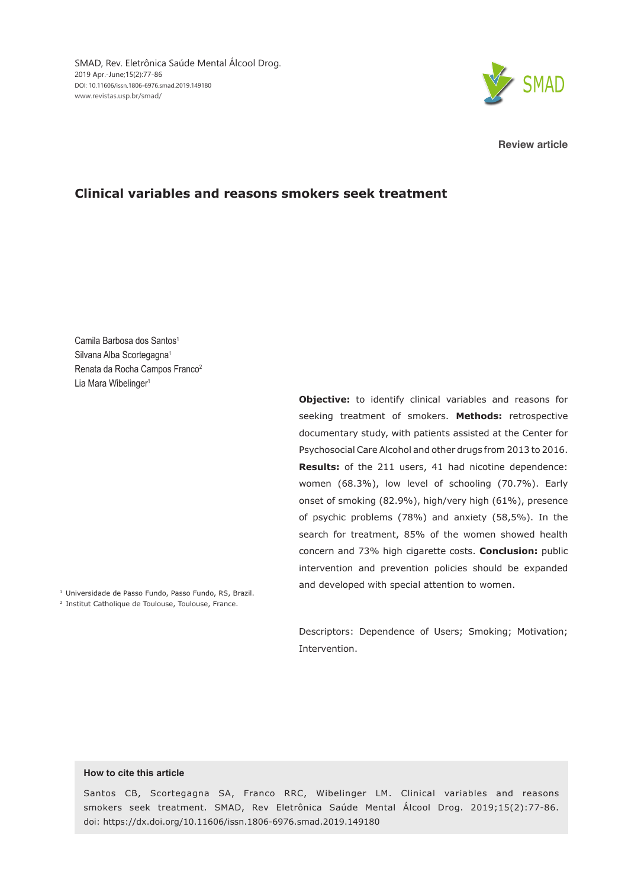Review article

# Clinical variables and reasons smokers seek treatment

Camila Barbosa dos Santos[1]
Silvana Alba Scortegagna[1]
Renata da Rocha Campos Franco[2]
Lia Mara Wibelinger[1]

[1] Universidade de Passo Fundo, Passo Fundo, RS, Brazil.
[2] Institut Catholique de Toulouse, Toulouse, France.

**Objective:** to identify clinical variables and reasons for seeking treatment of smokers. **Methods:** retrospective documentary study, with patients assisted at the Center for Psychosocial Care Alcohol and other drugs from 2013 to 2016. **Results:** of the 211 users, 41 had nicotine dependence: women (68.3%), low level of schooling (70.7%). Early onset of smoking (82.9%), high/very high (61%), presence of psychic problems (78%) and anxiety (58,5%). In the search for treatment, 85% of the women showed health concern and 73% high cigarette costs. **Conclusion:** public intervention and prevention policies should be expanded and developed with special attention to women.

Descriptors: Dependence of Users; Smoking; Motivation; Intervention.

**How to cite this article**

Santos CB, Scortegagna SA, Franco RRC, Wibelinger LM. Clinical variables and reasons smokers seek treatment. SMAD, Rev Eletrônica Saúde Mental Álcool Drog. 2019;15(2):77-86. doi: https://dx.doi.org/10.11606/issn.1806-6976.smad.2019.149180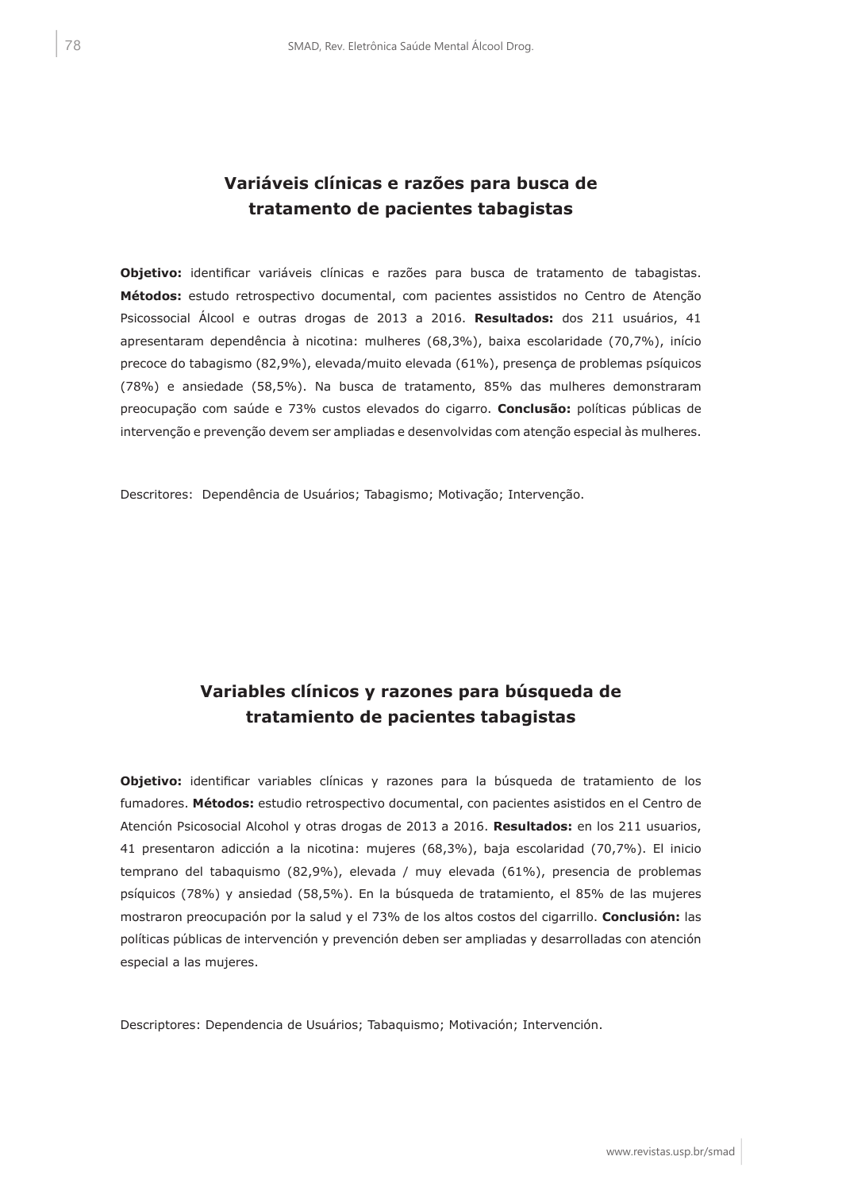## Variáveis clínicas e razões para busca de tratamento de pacientes tabagistas

**Objetivo:** identificar variáveis clínicas e razões para busca de tratamento de tabagistas. **Métodos:** estudo retrospectivo documental, com pacientes assistidos no Centro de Atenção Psicossocial Álcool e outras drogas de 2013 a 2016. **Resultados:** dos 211 usuários, 41 apresentaram dependência à nicotina: mulheres (68,3%), baixa escolaridade (70,7%), início precoce do tabagismo (82,9%), elevada/muito elevada (61%), presença de problemas psíquicos (78%) e ansiedade (58,5%). Na busca de tratamento, 85% das mulheres demonstraram preocupação com saúde e 73% custos elevados do cigarro. **Conclusão:** políticas públicas de intervenção e prevenção devem ser ampliadas e desenvolvidas com atenção especial às mulheres.

Descritores: Dependência de Usuários; Tabagismo; Motivação; Intervenção.

## Variables clínicos y razones para búsqueda de tratamiento de pacientes tabagistas

**Objetivo:** identificar variables clínicas y razones para la búsqueda de tratamiento de los fumadores. **Métodos:** estudio retrospectivo documental, con pacientes asistidos en el Centro de Atención Psicosocial Alcohol y otras drogas de 2013 a 2016. **Resultados:** en los 211 usuarios, 41 presentaron adicción a la nicotina: mujeres (68,3%), baja escolaridad (70,7%). El inicio temprano del tabaquismo (82,9%), elevada / muy elevada (61%), presencia de problemas psíquicos (78%) y ansiedad (58,5%). En la búsqueda de tratamiento, el 85% de las mujeres mostraron preocupación por la salud y el 73% de los altos costos del cigarrillo. **Conclusión:** las políticas públicas de intervención y prevención deben ser ampliadas y desarrolladas con atención especial a las mujeres.

Descriptores: Dependencia de Usuários; Tabaquismo; Motivación; Intervención.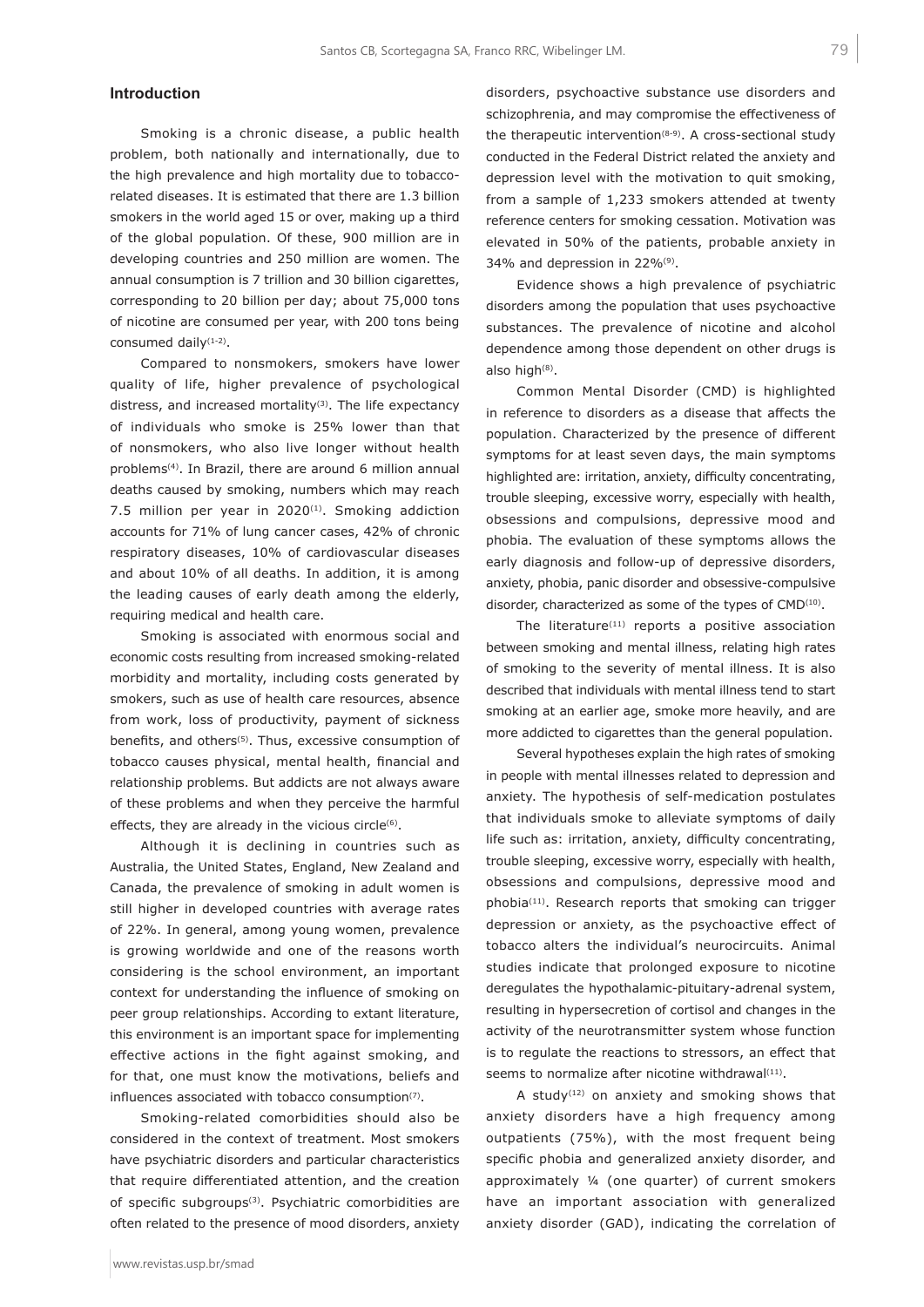## Introduction

Smoking is a chronic disease, a public health problem, both nationally and internationally, due to the high prevalence and high mortality due to tobacco-related diseases. It is estimated that there are 1.3 billion smokers in the world aged 15 or over, making up a third of the global population. Of these, 900 million are in developing countries and 250 million are women. The annual consumption is 7 trillion and 30 billion cigarettes, corresponding to 20 billion per day; about 75,000 tons of nicotine are consumed per year, with 200 tons being consumed daily[1-2].

Compared to nonsmokers, smokers have lower quality of life, higher prevalence of psychological distress, and increased mortality[3]. The life expectancy of individuals who smoke is 25% lower than that of nonsmokers, who also live longer without health problems[4]. In Brazil, there are around 6 million annual deaths caused by smoking, numbers which may reach 7.5 million per year in 2020[1]. Smoking addiction accounts for 71% of lung cancer cases, 42% of chronic respiratory diseases, 10% of cardiovascular diseases and about 10% of all deaths. In addition, it is among the leading causes of early death among the elderly, requiring medical and health care.

Smoking is associated with enormous social and economic costs resulting from increased smoking-related morbidity and mortality, including costs generated by smokers, such as use of health care resources, absence from work, loss of productivity, payment of sickness benefits, and others[5]. Thus, excessive consumption of tobacco causes physical, mental health, financial and relationship problems. But addicts are not always aware of these problems and when they perceive the harmful effects, they are already in the vicious circle[6].

Although it is declining in countries such as Australia, the United States, England, New Zealand and Canada, the prevalence of smoking in adult women is still higher in developed countries with average rates of 22%. In general, among young women, prevalence is growing worldwide and one of the reasons worth considering is the school environment, an important context for understanding the influence of smoking on peer group relationships. According to extant literature, this environment is an important space for implementing effective actions in the fight against smoking, and for that, one must know the motivations, beliefs and influences associated with tobacco consumption[7].

Smoking-related comorbidities should also be considered in the context of treatment. Most smokers have psychiatric disorders and particular characteristics that require differentiated attention, and the creation of specific subgroups[3]. Psychiatric comorbidities are often related to the presence of mood disorders, anxiety disorders, psychoactive substance use disorders and schizophrenia, and may compromise the effectiveness of the therapeutic intervention[8-9]. A cross-sectional study conducted in the Federal District related the anxiety and depression level with the motivation to quit smoking, from a sample of 1,233 smokers attended at twenty reference centers for smoking cessation. Motivation was elevated in 50% of the patients, probable anxiety in 34% and depression in 22%[9].

Evidence shows a high prevalence of psychiatric disorders among the population that uses psychoactive substances. The prevalence of nicotine and alcohol dependence among those dependent on other drugs is also high[8].

Common Mental Disorder (CMD) is highlighted in reference to disorders as a disease that affects the population. Characterized by the presence of different symptoms for at least seven days, the main symptoms highlighted are: irritation, anxiety, difficulty concentrating, trouble sleeping, excessive worry, especially with health, obsessions and compulsions, depressive mood and phobia. The evaluation of these symptoms allows the early diagnosis and follow-up of depressive disorders, anxiety, phobia, panic disorder and obsessive-compulsive disorder, characterized as some of the types of CMD[10].

The literature[11] reports a positive association between smoking and mental illness, relating high rates of smoking to the severity of mental illness. It is also described that individuals with mental illness tend to start smoking at an earlier age, smoke more heavily, and are more addicted to cigarettes than the general population.

Several hypotheses explain the high rates of smoking in people with mental illnesses related to depression and anxiety. The hypothesis of self-medication postulates that individuals smoke to alleviate symptoms of daily life such as: irritation, anxiety, difficulty concentrating, trouble sleeping, excessive worry, especially with health, obsessions and compulsions, depressive mood and phobia[11]. Research reports that smoking can trigger depression or anxiety, as the psychoactive effect of tobacco alters the individual's neurocircuits. Animal studies indicate that prolonged exposure to nicotine deregulates the hypothalamic-pituitary-adrenal system, resulting in hypersecretion of cortisol and changes in the activity of the neurotransmitter system whose function is to regulate the reactions to stressors, an effect that seems to normalize after nicotine withdrawal[11].

A study[12] on anxiety and smoking shows that anxiety disorders have a high frequency among outpatients (75%), with the most frequent being specific phobia and generalized anxiety disorder, and approximately ¼ (one quarter) of current smokers have an important association with generalized anxiety disorder (GAD), indicating the correlation of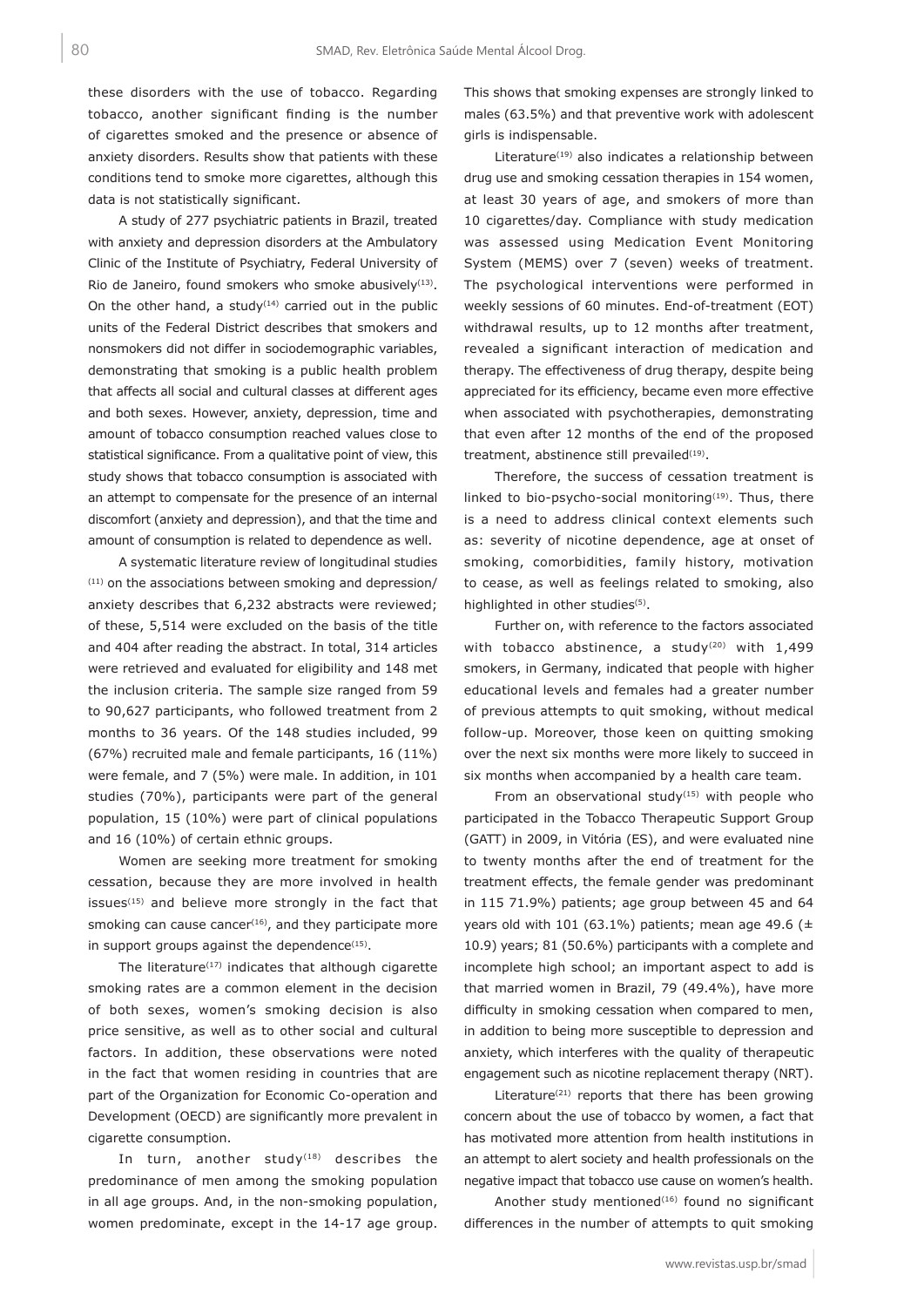these disorders with the use of tobacco. Regarding tobacco, another significant finding is the number of cigarettes smoked and the presence or absence of anxiety disorders. Results show that patients with these conditions tend to smoke more cigarettes, although this data is not statistically significant.

A study of 277 psychiatric patients in Brazil, treated with anxiety and depression disorders at the Ambulatory Clinic of the Institute of Psychiatry, Federal University of Rio de Janeiro, found smokers who smoke abusively[13]. On the other hand, a study[14] carried out in the public units of the Federal District describes that smokers and nonsmokers did not differ in sociodemographic variables, demonstrating that smoking is a public health problem that affects all social and cultural classes at different ages and both sexes. However, anxiety, depression, time and amount of tobacco consumption reached values close to statistical significance. From a qualitative point of view, this study shows that tobacco consumption is associated with an attempt to compensate for the presence of an internal discomfort (anxiety and depression), and that the time and amount of consumption is related to dependence as well.

A systematic literature review of longitudinal studies [11] on the associations between smoking and depression/ anxiety describes that 6,232 abstracts were reviewed; of these, 5,514 were excluded on the basis of the title and 404 after reading the abstract. In total, 314 articles were retrieved and evaluated for eligibility and 148 met the inclusion criteria. The sample size ranged from 59 to 90,627 participants, who followed treatment from 2 months to 36 years. Of the 148 studies included, 99 (67%) recruited male and female participants, 16 (11%) were female, and 7 (5%) were male. In addition, in 101 studies (70%), participants were part of the general population, 15 (10%) were part of clinical populations and 16 (10%) of certain ethnic groups.

Women are seeking more treatment for smoking cessation, because they are more involved in health issues[15] and believe more strongly in the fact that smoking can cause cancer[16], and they participate more in support groups against the dependence[15].

The literature[17] indicates that although cigarette smoking rates are a common element in the decision of both sexes, women's smoking decision is also price sensitive, as well as to other social and cultural factors. In addition, these observations were noted in the fact that women residing in countries that are part of the Organization for Economic Co-operation and Development (OECD) are significantly more prevalent in cigarette consumption.

In turn, another study[18] describes the predominance of men among the smoking population in all age groups. And, in the non-smoking population, women predominate, except in the 14-17 age group. This shows that smoking expenses are strongly linked to males (63.5%) and that preventive work with adolescent girls is indispensable.

Literature[19] also indicates a relationship between drug use and smoking cessation therapies in 154 women, at least 30 years of age, and smokers of more than 10 cigarettes/day. Compliance with study medication was assessed using Medication Event Monitoring System (MEMS) over 7 (seven) weeks of treatment. The psychological interventions were performed in weekly sessions of 60 minutes. End-of-treatment (EOT) withdrawal results, up to 12 months after treatment, revealed a significant interaction of medication and therapy. The effectiveness of drug therapy, despite being appreciated for its efficiency, became even more effective when associated with psychotherapies, demonstrating that even after 12 months of the end of the proposed treatment, abstinence still prevailed[19].

Therefore, the success of cessation treatment is linked to bio-psycho-social monitoring[19]. Thus, there is a need to address clinical context elements such as: severity of nicotine dependence, age at onset of smoking, comorbidities, family history, motivation to cease, as well as feelings related to smoking, also highlighted in other studies[5].

Further on, with reference to the factors associated with tobacco abstinence, a study[20] with 1,499 smokers, in Germany, indicated that people with higher educational levels and females had a greater number of previous attempts to quit smoking, without medical follow-up. Moreover, those keen on quitting smoking over the next six months were more likely to succeed in six months when accompanied by a health care team.

From an observational study[15] with people who participated in the Tobacco Therapeutic Support Group (GATT) in 2009, in Vitória (ES), and were evaluated nine to twenty months after the end of treatment for the treatment effects, the female gender was predominant in 115 71.9%) patients; age group between 45 and 64 years old with 101 (63.1%) patients; mean age 49.6 (± 10.9) years; 81 (50.6%) participants with a complete and incomplete high school; an important aspect to add is that married women in Brazil, 79 (49.4%), have more difficulty in smoking cessation when compared to men, in addition to being more susceptible to depression and anxiety, which interferes with the quality of therapeutic engagement such as nicotine replacement therapy (NRT).

Literature[21] reports that there has been growing concern about the use of tobacco by women, a fact that has motivated more attention from health institutions in an attempt to alert society and health professionals on the negative impact that tobacco use cause on women's health.

Another study mentioned[16] found no significant differences in the number of attempts to quit smoking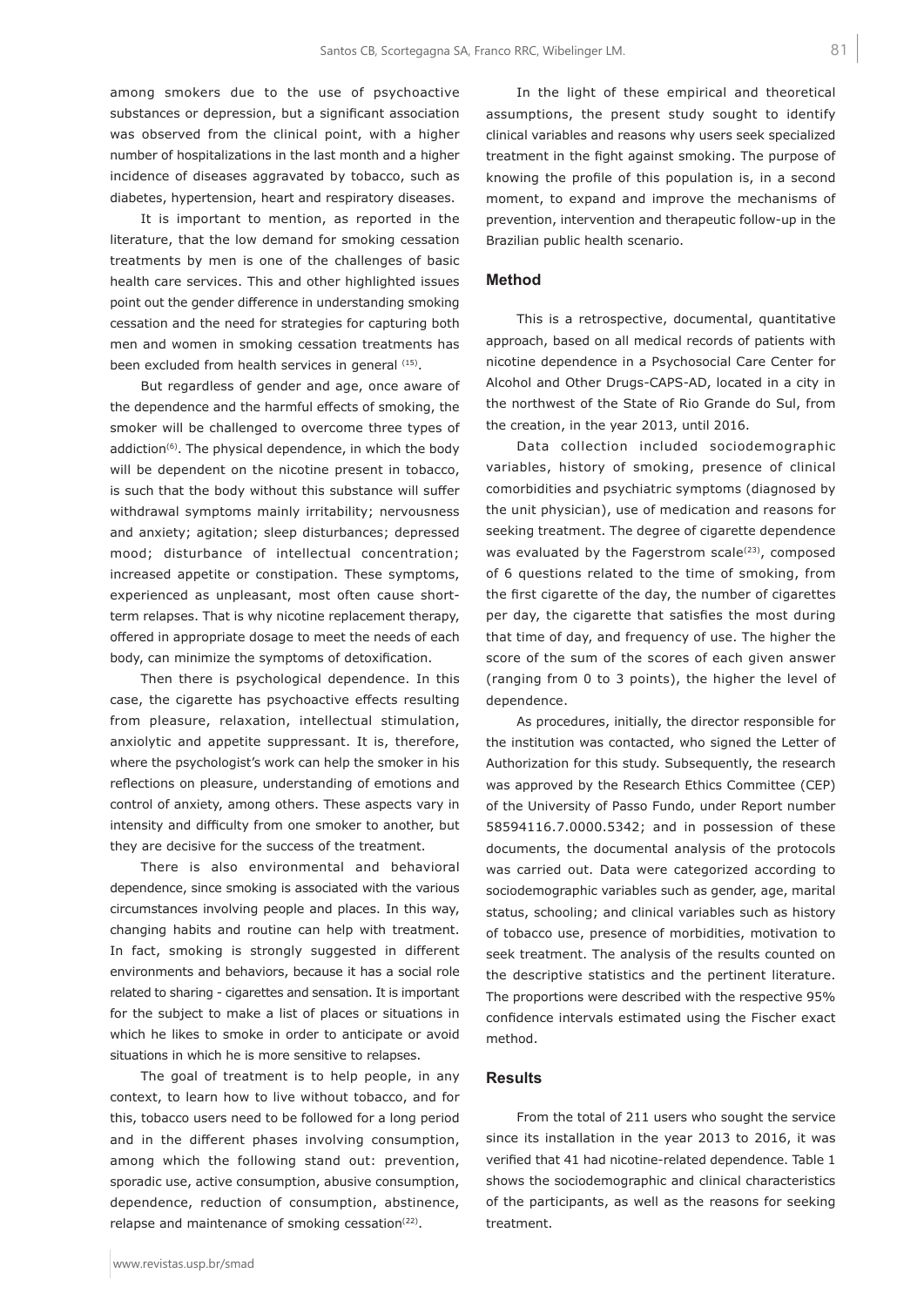among smokers due to the use of psychoactive substances or depression, but a significant association was observed from the clinical point, with a higher number of hospitalizations in the last month and a higher incidence of diseases aggravated by tobacco, such as diabetes, hypertension, heart and respiratory diseases.

It is important to mention, as reported in the literature, that the low demand for smoking cessation treatments by men is one of the challenges of basic health care services. This and other highlighted issues point out the gender difference in understanding smoking cessation and the need for strategies for capturing both men and women in smoking cessation treatments has been excluded from health services in general [15].

But regardless of gender and age, once aware of the dependence and the harmful effects of smoking, the smoker will be challenged to overcome three types of addiction[6]. The physical dependence, in which the body will be dependent on the nicotine present in tobacco, is such that the body without this substance will suffer withdrawal symptoms mainly irritability; nervousness and anxiety; agitation; sleep disturbances; depressed mood; disturbance of intellectual concentration; increased appetite or constipation. These symptoms, experienced as unpleasant, most often cause short-term relapses. That is why nicotine replacement therapy, offered in appropriate dosage to meet the needs of each body, can minimize the symptoms of detoxification.

Then there is psychological dependence. In this case, the cigarette has psychoactive effects resulting from pleasure, relaxation, intellectual stimulation, anxiolytic and appetite suppressant. It is, therefore, where the psychologist's work can help the smoker in his reflections on pleasure, understanding of emotions and control of anxiety, among others. These aspects vary in intensity and difficulty from one smoker to another, but they are decisive for the success of the treatment.

There is also environmental and behavioral dependence, since smoking is associated with the various circumstances involving people and places. In this way, changing habits and routine can help with treatment. In fact, smoking is strongly suggested in different environments and behaviors, because it has a social role related to sharing - cigarettes and sensation. It is important for the subject to make a list of places or situations in which he likes to smoke in order to anticipate or avoid situations in which he is more sensitive to relapses.

The goal of treatment is to help people, in any context, to learn how to live without tobacco, and for this, tobacco users need to be followed for a long period and in the different phases involving consumption, among which the following stand out: prevention, sporadic use, active consumption, abusive consumption, dependence, reduction of consumption, abstinence, relapse and maintenance of smoking cessation[22].

In the light of these empirical and theoretical assumptions, the present study sought to identify clinical variables and reasons why users seek specialized treatment in the fight against smoking. The purpose of knowing the profile of this population is, in a second moment, to expand and improve the mechanisms of prevention, intervention and therapeutic follow-up in the Brazilian public health scenario.

## Method

This is a retrospective, documental, quantitative approach, based on all medical records of patients with nicotine dependence in a Psychosocial Care Center for Alcohol and Other Drugs-CAPS-AD, located in a city in the northwest of the State of Rio Grande do Sul, from the creation, in the year 2013, until 2016.

Data collection included sociodemographic variables, history of smoking, presence of clinical comorbidities and psychiatric symptoms (diagnosed by the unit physician), use of medication and reasons for seeking treatment. The degree of cigarette dependence was evaluated by the Fagerstrom scale[23], composed of 6 questions related to the time of smoking, from the first cigarette of the day, the number of cigarettes per day, the cigarette that satisfies the most during that time of day, and frequency of use. The higher the score of the sum of the scores of each given answer (ranging from 0 to 3 points), the higher the level of dependence.

As procedures, initially, the director responsible for the institution was contacted, who signed the Letter of Authorization for this study. Subsequently, the research was approved by the Research Ethics Committee (CEP) of the University of Passo Fundo, under Report number 58594116.7.0000.5342; and in possession of these documents, the documental analysis of the protocols was carried out. Data were categorized according to sociodemographic variables such as gender, age, marital status, schooling; and clinical variables such as history of tobacco use, presence of morbidities, motivation to seek treatment. The analysis of the results counted on the descriptive statistics and the pertinent literature. The proportions were described with the respective 95% confidence intervals estimated using the Fischer exact method.

## Results

From the total of 211 users who sought the service since its installation in the year 2013 to 2016, it was verified that 41 had nicotine-related dependence. Table 1 shows the sociodemographic and clinical characteristics of the participants, as well as the reasons for seeking treatment.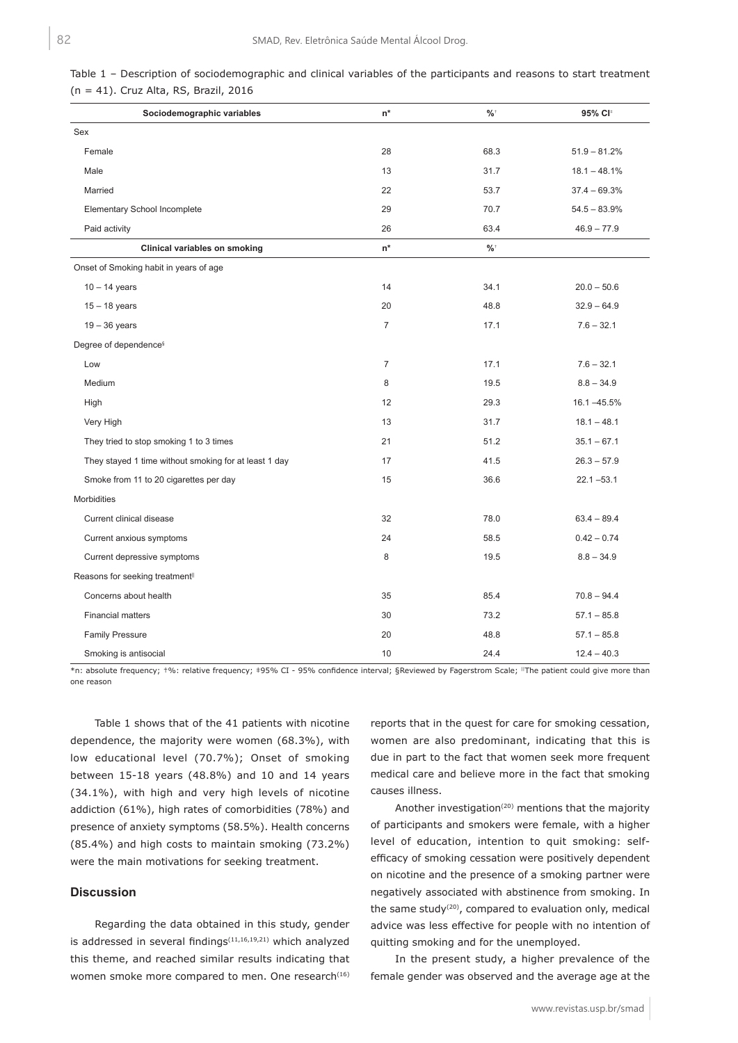Table 1 – Description of sociodemographic and clinical variables of the participants and reasons to start treatment (n = 41). Cruz Alta, RS, Brazil, 2016

| Sociodemographic variables | n* | %† | 95% CI‡ |
|---|---|---|---|
| Sex | | | |
| Female | 28 | 68.3 | 51.9 – 81.2% |
| Male | 13 | 31.7 | 18.1 – 48.1% |
| Married | 22 | 53.7 | 37.4 – 69.3% |
| Elementary School Incomplete | 29 | 70.7 | 54.5 – 83.9% |
| Paid activity | 26 | 63.4 | 46.9 – 77.9 |
| **Clinical variables on smoking** | **n*** | **%†** | |
| Onset of Smoking habit in years of age | | | |
| 10 – 14 years | 14 | 34.1 | 20.0 – 50.6 |
| 15 – 18 years | 20 | 48.8 | 32.9 – 64.9 |
| 19 – 36 years | 7 | 17.1 | 7.6 – 32.1 |
| Degree of dependence§ | | | |
| Low | 7 | 17.1 | 7.6 – 32.1 |
| Medium | 8 | 19.5 | 8.8 – 34.9 |
| High | 12 | 29.3 | 16.1 –45.5% |
| Very High | 13 | 31.7 | 18.1 – 48.1 |
| They tried to stop smoking 1 to 3 times | 21 | 51.2 | 35.1 – 67.1 |
| They stayed 1 time without smoking for at least 1 day | 17 | 41.5 | 26.3 – 57.9 |
| Smoke from 11 to 20 cigarettes per day | 15 | 36.6 | 22.1 –53.1 |
| Morbidities | | | |
| Current clinical disease | 32 | 78.0 | 63.4 – 89.4 |
| Current anxious symptoms | 24 | 58.5 | 0.42 – 0.74 |
| Current depressive symptoms | 8 | 19.5 | 8.8 – 34.9 |
| Reasons for seeking treatment‖ | | | |
| Concerns about health | 35 | 85.4 | 70.8 – 94.4 |
| Financial matters | 30 | 73.2 | 57.1 – 85.8 |
| Family Pressure | 20 | 48.8 | 57.1 – 85.8 |
| Smoking is antisocial | 10 | 24.4 | 12.4 – 40.3 |

*n: absolute frequency; †%: relative frequency; ‡95% CI - 95% confidence interval; §Reviewed by Fagerstrom Scale; ‖The patient could give more than one reason

Table 1 shows that of the 41 patients with nicotine dependence, the majority were women (68.3%), with low educational level (70.7%); Onset of smoking between 15-18 years (48.8%) and 10 and 14 years (34.1%), with high and very high levels of nicotine addiction (61%), high rates of comorbidities (78%) and presence of anxiety symptoms (58.5%). Health concerns (85.4%) and high costs to maintain smoking (73.2%) were the main motivations for seeking treatment.

## Discussion

Regarding the data obtained in this study, gender is addressed in several findings[11,16,19,21] which analyzed this theme, and reached similar results indicating that women smoke more compared to men. One research[16] reports that in the quest for care for smoking cessation, women are also predominant, indicating that this is due in part to the fact that women seek more frequent medical care and believe more in the fact that smoking causes illness.

Another investigation[20] mentions that the majority of participants and smokers were female, with a higher level of education, intention to quit smoking: self-efficacy of smoking cessation were positively dependent on nicotine and the presence of a smoking partner were negatively associated with abstinence from smoking. In the same study[20], compared to evaluation only, medical advice was less effective for people with no intention of quitting smoking and for the unemployed.

In the present study, a higher prevalence of the female gender was observed and the average age at the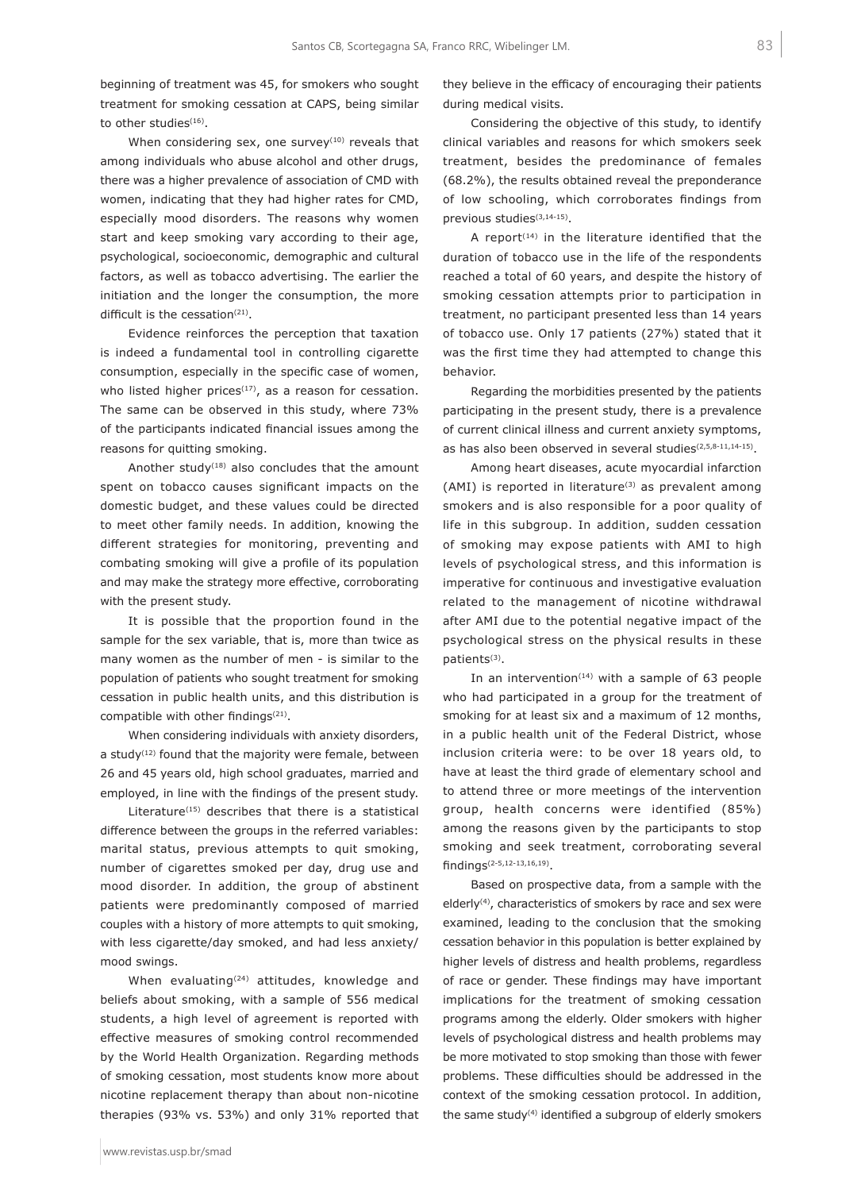beginning of treatment was 45, for smokers who sought treatment for smoking cessation at CAPS, being similar to other studies[16].

When considering sex, one survey[10] reveals that among individuals who abuse alcohol and other drugs, there was a higher prevalence of association of CMD with women, indicating that they had higher rates for CMD, especially mood disorders. The reasons why women start and keep smoking vary according to their age, psychological, socioeconomic, demographic and cultural factors, as well as tobacco advertising. The earlier the initiation and the longer the consumption, the more difficult is the cessation[21].

Evidence reinforces the perception that taxation is indeed a fundamental tool in controlling cigarette consumption, especially in the specific case of women, who listed higher prices[17], as a reason for cessation. The same can be observed in this study, where 73% of the participants indicated financial issues among the reasons for quitting smoking.

Another study[18] also concludes that the amount spent on tobacco causes significant impacts on the domestic budget, and these values could be directed to meet other family needs. In addition, knowing the different strategies for monitoring, preventing and combating smoking will give a profile of its population and may make the strategy more effective, corroborating with the present study.

It is possible that the proportion found in the sample for the sex variable, that is, more than twice as many women as the number of men - is similar to the population of patients who sought treatment for smoking cessation in public health units, and this distribution is compatible with other findings[21].

When considering individuals with anxiety disorders, a study[12] found that the majority were female, between 26 and 45 years old, high school graduates, married and employed, in line with the findings of the present study.

Literature[15] describes that there is a statistical difference between the groups in the referred variables: marital status, previous attempts to quit smoking, number of cigarettes smoked per day, drug use and mood disorder. In addition, the group of abstinent patients were predominantly composed of married couples with a history of more attempts to quit smoking, with less cigarette/day smoked, and had less anxiety/mood swings.

When evaluating[24] attitudes, knowledge and beliefs about smoking, with a sample of 556 medical students, a high level of agreement is reported with effective measures of smoking control recommended by the World Health Organization. Regarding methods of smoking cessation, most students know more about nicotine replacement therapy than about non-nicotine therapies (93% vs. 53%) and only 31% reported that they believe in the efficacy of encouraging their patients during medical visits.

Considering the objective of this study, to identify clinical variables and reasons for which smokers seek treatment, besides the predominance of females (68.2%), the results obtained reveal the preponderance of low schooling, which corroborates findings from previous studies[3,14-15].

A report[14] in the literature identified that the duration of tobacco use in the life of the respondents reached a total of 60 years, and despite the history of smoking cessation attempts prior to participation in treatment, no participant presented less than 14 years of tobacco use. Only 17 patients (27%) stated that it was the first time they had attempted to change this behavior.

Regarding the morbidities presented by the patients participating in the present study, there is a prevalence of current clinical illness and current anxiety symptoms, as has also been observed in several studies[2,5,8-11,14-15].

Among heart diseases, acute myocardial infarction (AMI) is reported in literature[3] as prevalent among smokers and is also responsible for a poor quality of life in this subgroup. In addition, sudden cessation of smoking may expose patients with AMI to high levels of psychological stress, and this information is imperative for continuous and investigative evaluation related to the management of nicotine withdrawal after AMI due to the potential negative impact of the psychological stress on the physical results in these patients[3].

In an intervention[14] with a sample of 63 people who had participated in a group for the treatment of smoking for at least six and a maximum of 12 months, in a public health unit of the Federal District, whose inclusion criteria were: to be over 18 years old, to have at least the third grade of elementary school and to attend three or more meetings of the intervention group, health concerns were identified (85%) among the reasons given by the participants to stop smoking and seek treatment, corroborating several findings[2-5,12-13,16,19].

Based on prospective data, from a sample with the elderly[4], characteristics of smokers by race and sex were examined, leading to the conclusion that the smoking cessation behavior in this population is better explained by higher levels of distress and health problems, regardless of race or gender. These findings may have important implications for the treatment of smoking cessation programs among the elderly. Older smokers with higher levels of psychological distress and health problems may be more motivated to stop smoking than those with fewer problems. These difficulties should be addressed in the context of the smoking cessation protocol. In addition, the same study[4] identified a subgroup of elderly smokers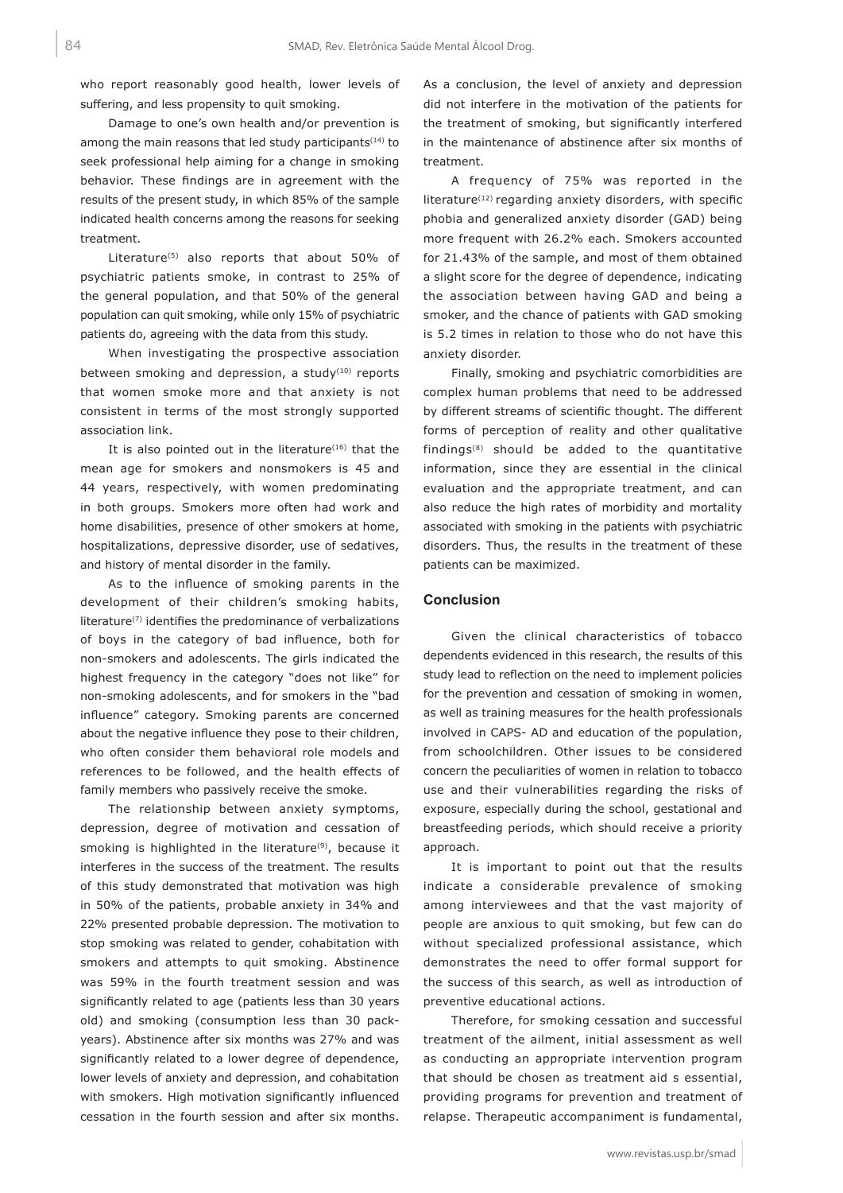who report reasonably good health, lower levels of suffering, and less propensity to quit smoking.

Damage to one's own health and/or prevention is among the main reasons that led study participants[14] to seek professional help aiming for a change in smoking behavior. These findings are in agreement with the results of the present study, in which 85% of the sample indicated health concerns among the reasons for seeking treatment.

Literature[5] also reports that about 50% of psychiatric patients smoke, in contrast to 25% of the general population, and that 50% of the general population can quit smoking, while only 15% of psychiatric patients do, agreeing with the data from this study.

When investigating the prospective association between smoking and depression, a study[10] reports that women smoke more and that anxiety is not consistent in terms of the most strongly supported association link.

It is also pointed out in the literature[16] that the mean age for smokers and nonsmokers is 45 and 44 years, respectively, with women predominating in both groups. Smokers more often had work and home disabilities, presence of other smokers at home, hospitalizations, depressive disorder, use of sedatives, and history of mental disorder in the family.

As to the influence of smoking parents in the development of their children's smoking habits, literature[7] identifies the predominance of verbalizations of boys in the category of bad influence, both for non-smokers and adolescents. The girls indicated the highest frequency in the category "does not like" for non-smoking adolescents, and for smokers in the "bad influence" category. Smoking parents are concerned about the negative influence they pose to their children, who often consider them behavioral role models and references to be followed, and the health effects of family members who passively receive the smoke.

The relationship between anxiety symptoms, depression, degree of motivation and cessation of smoking is highlighted in the literature[9], because it interferes in the success of the treatment. The results of this study demonstrated that motivation was high in 50% of the patients, probable anxiety in 34% and 22% presented probable depression. The motivation to stop smoking was related to gender, cohabitation with smokers and attempts to quit smoking. Abstinence was 59% in the fourth treatment session and was significantly related to age (patients less than 30 years old) and smoking (consumption less than 30 pack-years). Abstinence after six months was 27% and was significantly related to a lower degree of dependence, lower levels of anxiety and depression, and cohabitation with smokers. High motivation significantly influenced cessation in the fourth session and after six months. As a conclusion, the level of anxiety and depression did not interfere in the motivation of the patients for the treatment of smoking, but significantly interfered in the maintenance of abstinence after six months of treatment.

A frequency of 75% was reported in the literature[12] regarding anxiety disorders, with specific phobia and generalized anxiety disorder (GAD) being more frequent with 26.2% each. Smokers accounted for 21.43% of the sample, and most of them obtained a slight score for the degree of dependence, indicating the association between having GAD and being a smoker, and the chance of patients with GAD smoking is 5.2 times in relation to those who do not have this anxiety disorder.

Finally, smoking and psychiatric comorbidities are complex human problems that need to be addressed by different streams of scientific thought. The different forms of perception of reality and other qualitative findings[8] should be added to the quantitative information, since they are essential in the clinical evaluation and the appropriate treatment, and can also reduce the high rates of morbidity and mortality associated with smoking in the patients with psychiatric disorders. Thus, the results in the treatment of these patients can be maximized.

## Conclusion

Given the clinical characteristics of tobacco dependents evidenced in this research, the results of this study lead to reflection on the need to implement policies for the prevention and cessation of smoking in women, as well as training measures for the health professionals involved in CAPS- AD and education of the population, from schoolchildren. Other issues to be considered concern the peculiarities of women in relation to tobacco use and their vulnerabilities regarding the risks of exposure, especially during the school, gestational and breastfeeding periods, which should receive a priority approach.

It is important to point out that the results indicate a considerable prevalence of smoking among interviewees and that the vast majority of people are anxious to quit smoking, but few can do without specialized professional assistance, which demonstrates the need to offer formal support for the success of this search, as well as introduction of preventive educational actions.

Therefore, for smoking cessation and successful treatment of the ailment, initial assessment as well as conducting an appropriate intervention program that should be chosen as treatment aid s essential, providing programs for prevention and treatment of relapse. Therapeutic accompaniment is fundamental,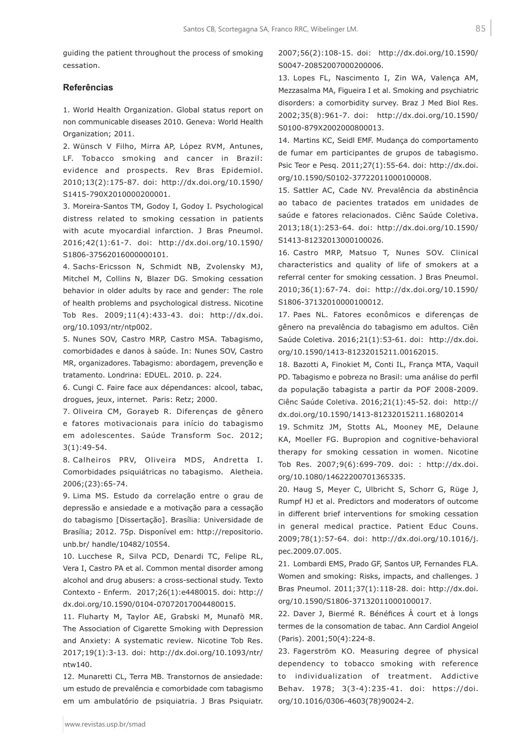guiding the patient throughout the process of smoking cessation.

## Referências

1. World Health Organization. Global status report on non communicable diseases 2010. Geneva: World Health Organization; 2011.

2. Wünsch V Filho, Mirra AP, López RVM, Antunes, LF. Tobacco smoking and cancer in Brazil: evidence and prospects. Rev Bras Epidemiol. 2010;13(2):175-87. doi: http://dx.doi.org/10.1590/S1415-790X2010000200001.

3. Moreira-Santos TM, Godoy I, Godoy I. Psychological distress related to smoking cessation in patients with acute myocardial infarction. J Bras Pneumol. 2016;42(1):61-7. doi: http://dx.doi.org/10.1590/S1806-37562016000000101.

4. Sachs-Ericsson N, Schmidt NB, Zvolensky MJ, Mitchel M, Collins N, Blazer DG. Smoking cessation behavior in older adults by race and gender: The role of health problems and psychological distress. Nicotine Tob Res. 2009;11(4):433-43. doi: http://dx.doi.org/10.1093/ntr/ntp002.

5. Nunes SOV, Castro MRP, Castro MSA. Tabagismo, comorbidades e danos à saúde. In: Nunes SOV, Castro MR, organizadores. Tabagismo: abordagem, prevenção e tratamento. Londrina: EDUEL. 2010. p. 224.

6. Cungi C. Faire face aux dépendances: alcool, tabac, drogues, jeux, internet. Paris: Retz; 2000.

7. Oliveira CM, Gorayeb R. Diferenças de gênero e fatores motivacionais para início do tabagismo em adolescentes. Saúde Transform Soc. 2012; 3(1):49-54.

8. Calheiros PRV, Oliveira MDS, Andretta I. Comorbidades psiquiátricas no tabagismo. Aletheia. 2006;(23):65-74.

9. Lima MS. Estudo da correlação entre o grau de depressão e ansiedade e a motivação para a cessação do tabagismo [Dissertação]. Brasília: Universidade de Brasília; 2012. 75p. Disponível em: http://repositorio.unb.br/ handle/10482/10554.

10. Lucchese R, Silva PCD, Denardi TC, Felipe RL, Vera I, Castro PA et al. Common mental disorder among alcohol and drug abusers: a cross-sectional study. Texto Contexto - Enferm. 2017;26(1):e4480015. doi: http://dx.doi.org/10.1590/0104-07072017004480015.

11. Fluharty M, Taylor AE, Grabski M, Munafò MR. The Association of Cigarette Smoking with Depression and Anxiety: A systematic review. Nicotine Tob Res. 2017;19(1):3-13. doi: http://dx.doi.org/10.1093/ntr/ntw140.

12. Munaretti CL, Terra MB. Transtornos de ansiedade: um estudo de prevalência e comorbidade com tabagismo em um ambulatório de psiquiatria. J Bras Psiquiatr. 2007;56(2):108-15. doi: http://dx.doi.org/10.1590/S0047-20852007000200006.

13. Lopes FL, Nascimento I, Zin WA, Valença AM, Mezzasalma MA, Figueira I et al. Smoking and psychiatric disorders: a comorbidity survey. Braz J Med Biol Res. 2002;35(8):961-7. doi: http://dx.doi.org/10.1590/S0100-879X2002000800013.

14. Martins KC, Seidl EMF. Mudança do comportamento de fumar em participantes de grupos de tabagismo. Psic Teor e Pesq. 2011;27(1):55-64. doi: http://dx.doi.org/10.1590/S0102-37722011000100008.

15. Sattler AC, Cade NV. Prevalência da abstinência ao tabaco de pacientes tratados em unidades de saúde e fatores relacionados. Ciênc Saúde Coletiva. 2013;18(1):253-64. doi: http://dx.doi.org/10.1590/S1413-81232013000100026.

16. Castro MRP, Matsuo T, Nunes SOV. Clinical characteristics and quality of life of smokers at a referral center for smoking cessation. J Bras Pneumol. 2010;36(1):67-74. doi: http://dx.doi.org/10.1590/S1806-37132010000100012.

17. Paes NL. Fatores econômicos e diferenças de gênero na prevalência do tabagismo em adultos. Ciên Saúde Coletiva. 2016;21(1):53-61. doi: http://dx.doi.org/10.1590/1413-81232015211.00162015.

18. Bazotti A, Finokiet M, Conti IL, França MTA, Vaquil PD. Tabagismo e pobreza no Brasil: uma análise do perfil da população tabagista a partir da POF 2008-2009. Ciênc Saúde Coletiva. 2016;21(1):45-52. doi: http://dx.doi.org/10.1590/1413-81232015211.16802014

19. Schmitz JM, Stotts AL, Mooney ME, Delaune KA, Moeller FG. Bupropion and cognitive-behavioral therapy for smoking cessation in women. Nicotine Tob Res. 2007;9(6):699-709. doi: : http://dx.doi.org/10.1080/14622200701365335.

20. Haug S, Meyer C, Ulbricht S, Schorr G, Rüge J, Rumpf HJ et al. Predictors and moderators of outcome in different brief interventions for smoking cessation in general medical practice. Patient Educ Couns. 2009;78(1):57-64. doi: http://dx.doi.org/10.1016/j.pec.2009.07.005.

21. Lombardi EMS, Prado GF, Santos UP, Fernandes FLA. Women and smoking: Risks, impacts, and challenges. J Bras Pneumol. 2011;37(1):118-28. doi: http://dx.doi.org/10.1590/S1806-37132011000100017.

22. Daver J, Biermé R. Bénéfices À court et à longs termes de la consomation de tabac. Ann Cardiol Angeiol (Paris). 2001;50(4):224-8.

23. Fagerström KO. Measuring degree of physical dependency to tobacco smoking with reference to individualization of treatment. Addictive Behav. 1978; 3(3-4):235-41. doi: https://doi.org/10.1016/0306-4603(78)90024-2.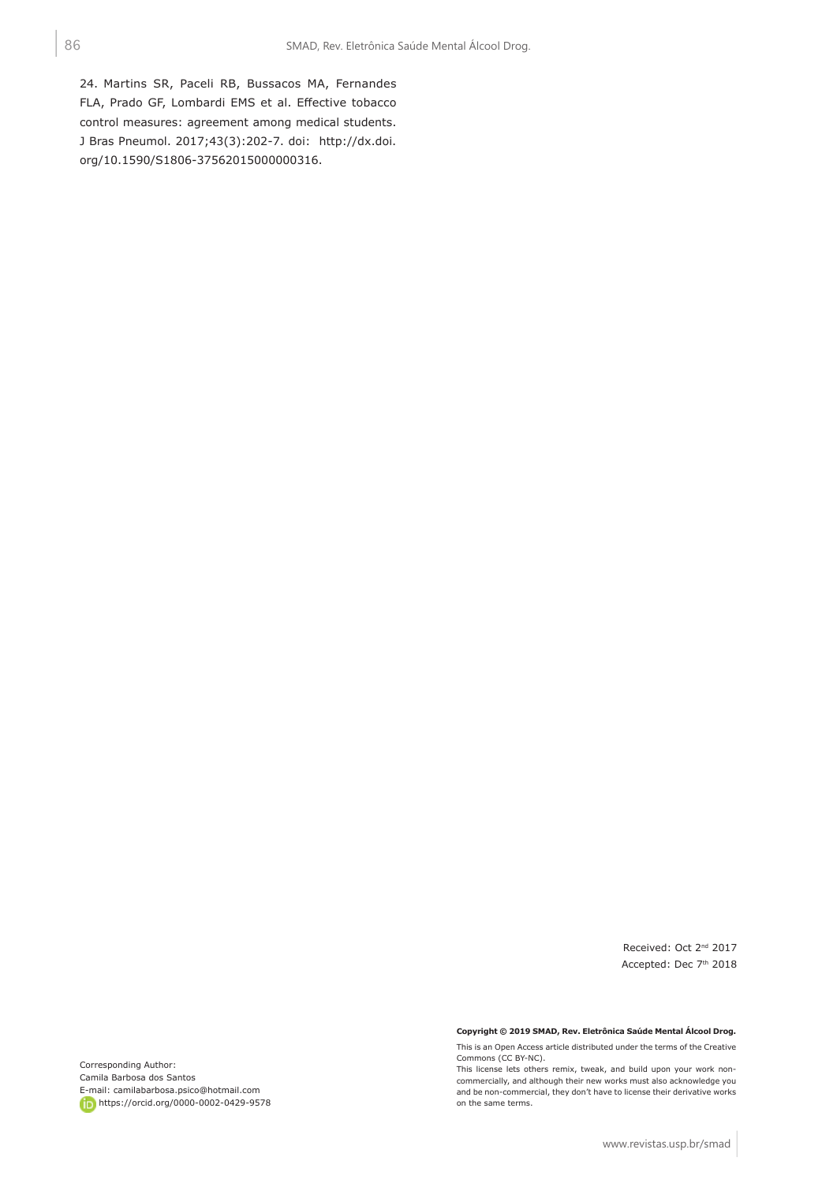24. Martins SR, Paceli RB, Bussacos MA, Fernandes FLA, Prado GF, Lombardi EMS et al. Effective tobacco control measures: agreement among medical students. J Bras Pneumol. 2017;43(3):202-7. doi: http://dx.doi.org/10.1590/S1806-37562015000000316.

Received: Oct 2nd 2017
Accepted: Dec 7th 2018

Corresponding Author:
Camila Barbosa dos Santos
E-mail: camilabarbosa.psico@hotmail.com
https://orcid.org/0000-0002-0429-9578

**Copyright © 2019 SMAD, Rev. Eletrônica Saúde Mental Álcool Drog.**

This is an Open Access article distributed under the terms of the Creative Commons (CC BY-NC).
This license lets others remix, tweak, and build upon your work non-commercially, and although their new works must also acknowledge you and be non-commercial, they don't have to license their derivative works on the same terms.